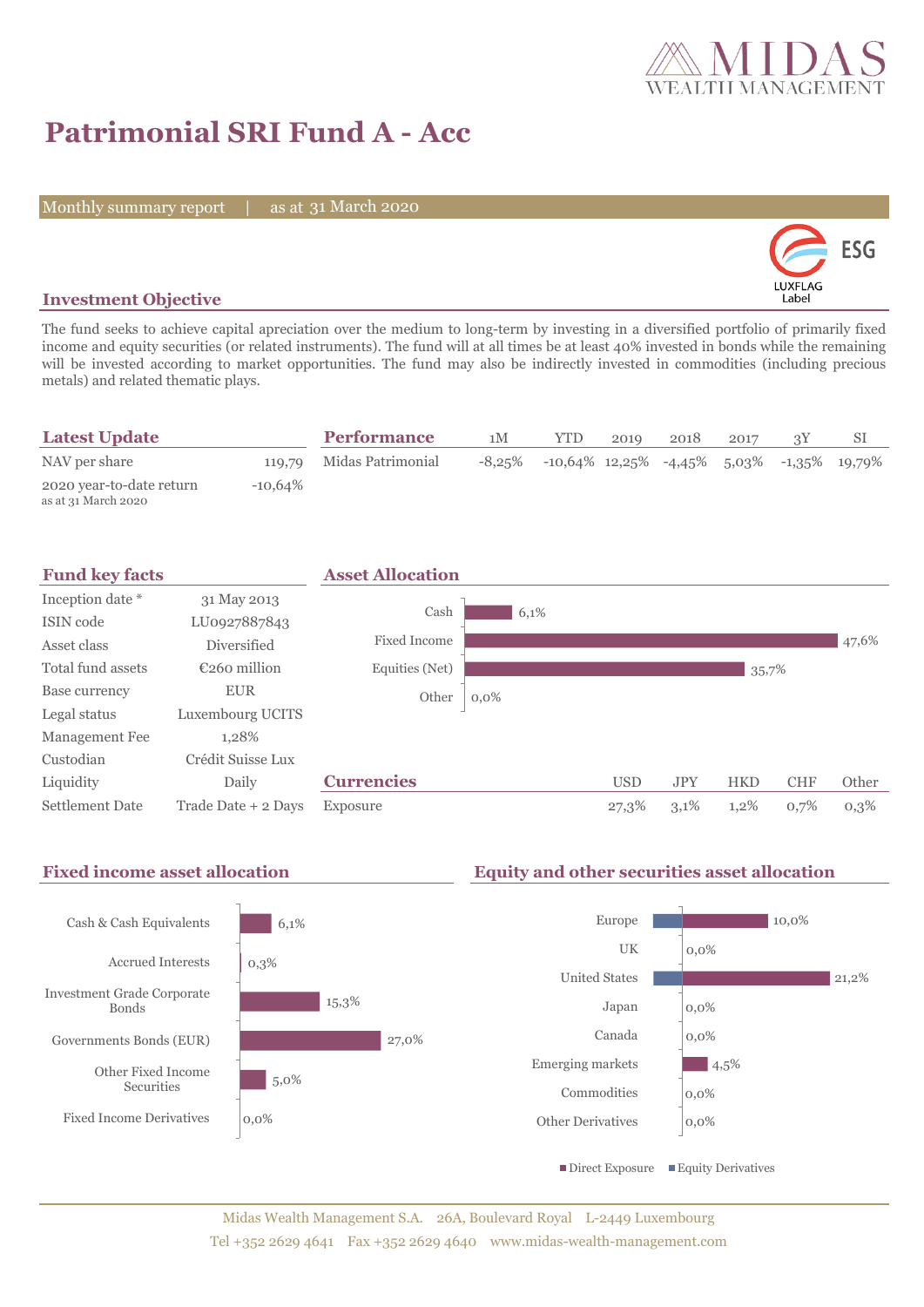# Patrimonial SRI Fund A - Acc

Monthly summary report | as at 31 March 2020

ESG LUXFLAG Label

## Investment Objective

The fund seeks to achieve capital apreciation over the medium to long-term by investing in a diversified portfolio of primarily fixed income and equity securities (or related instruments). The fund will at all times be at least 40% invested in bonds while the remaining will be invested according to market opportunities. The fund may also be indirectly invested in commodities (including precious metals) and related thematic plays.

## Latest Update

| | |
|---|---|
| NAV per share | 119,79 |
| 2020 year-to-date return (as at 31 March 2020) | -10,64% |

## Performance

| | 1M | YTD | 2019 | 2018 | 2017 | 3Y | SI |
|---|---|---|---|---|---|---|---|
| Midas Patrimonial | -8,25% | -10,64% | 12,25% | -4,45% | 5,03% | -1,35% | 19,79% |

## Fund key facts

| | |
|---|---|
| Inception date * | 31 May 2013 |
| ISIN code | LU0927887843 |
| Asset class | Diversified |
| Total fund assets | €260 million |
| Base currency | EUR |
| Legal status | Luxembourg UCITS |
| Management Fee | 1,28% |
| Custodian | Crédit Suisse Lux |
| Liquidity | Daily |
| Settlement Date | Trade Date + 2 Days |

## Asset Allocation

| | |
|---|---|
| Cash | 6,1% |
| Fixed Income | 47,6% |
| Equities (Net) | 35,7% |
| Other | 0,0% |

## Currencies

| | USD | JPY | HKD | CHF | Other |
|---|---|---|---|---|---|
| Exposure | 27,3% | 3,1% | 1,2% | 0,7% | 0,3% |

## Fixed income asset allocation

| | |
|---|---|
| Cash & Cash Equivalents | 6,1% |
| Accrued Interests | 0,3% |
| Investment Grade Corporate Bonds | 15,3% |
| Governments Bonds (EUR) | 27,0% |
| Other Fixed Income Securities | 5,0% |
| Fixed Income Derivatives | 0,0% |

## Equity and other securities asset allocation

| | Direct Exposure |
|---|---|
| Europe | 10,0% |
| UK | 0,0% |
| United States | 21,2% |
| Japan | 0,0% |
| Canada | 0,0% |
| Emerging markets | 4,5% |
| Commodities | 0,0% |
| Other Derivatives | 0,0% |

■ Direct Exposure ■ Equity Derivatives

Midas Wealth Management S.A. 26A, Boulevard Royal L-2449 Luxembourg
Tel +352 2629 4641 Fax +352 2629 4640 www.midas-wealth-management.com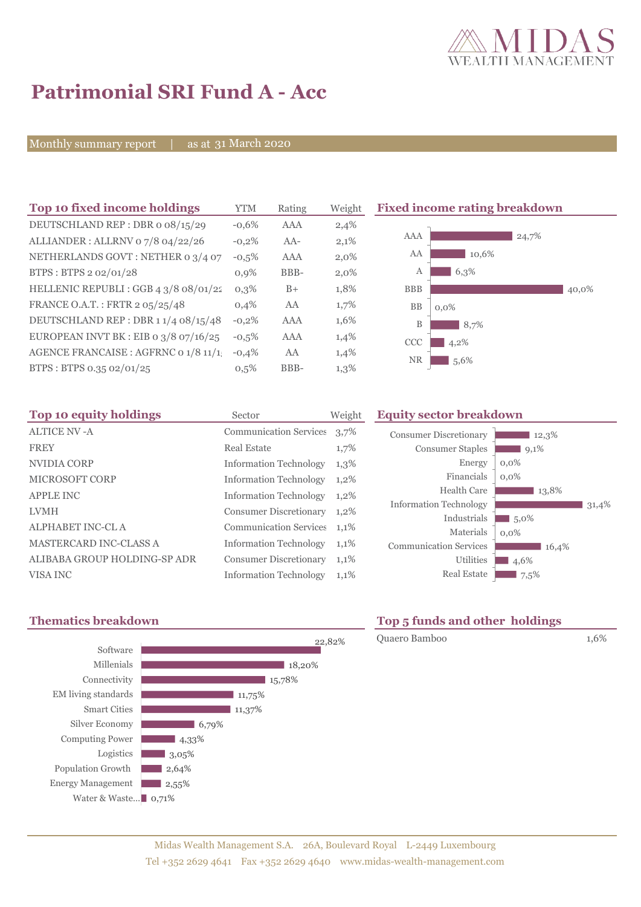# Patrimonial SRI Fund A - Acc

Monthly summary report | as at 31 March 2020

## Top 10 fixed income holdings

| Top 10 fixed income holdings | YTM | Rating | Weight |
|---|---|---|---|
| DEUTSCHLAND REP : DBR 0 08/15/29 | -0,6% | AAA | 2,4% |
| ALLIANDER : ALLRNV 0 7/8 04/22/26 | -0,2% | AA- | 2,1% |
| NETHERLANDS GOVT : NETHER 0 3/4 07 | -0,5% | AAA | 2,0% |
| BTPS : BTPS 2 02/01/28 | 0,9% | BBB- | 2,0% |
| HELLENIC REPUBLI : GGB 4 3/8 08/01/22 | 0,3% | B+ | 1,8% |
| FRANCE O.A.T. : FRTR 2 05/25/48 | 0,4% | AA | 1,7% |
| DEUTSCHLAND REP : DBR 1 1/4 08/15/48 | -0,2% | AAA | 1,6% |
| EUROPEAN INVT BK : EIB 0 3/8 07/16/25 | -0,5% | AAA | 1,4% |
| AGENCE FRANCAISE : AGFRNC 0 1/8 11/1 | -0,4% | AA | 1,4% |
| BTPS : BTPS 0.35 02/01/25 | 0,5% | BBB- | 1,3% |

## Fixed income rating breakdown

| Rating | Weight |
|---|---|
| AAA | 24,7% |
| AA | 10,6% |
| A | 6,3% |
| BBB | 40,0% |
| BB | 0,0% |
| B | 8,7% |
| CCC | 4,2% |
| NR | 5,6% |

## Top 10 equity holdings

| Top 10 equity holdings | Sector | Weight |
|---|---|---|
| ALTICE NV -A | Communication Services | 3,7% |
| FREY | Real Estate | 1,7% |
| NVIDIA CORP | Information Technology | 1,3% |
| MICROSOFT CORP | Information Technology | 1,2% |
| APPLE INC | Information Technology | 1,2% |
| LVMH | Consumer Discretionary | 1,2% |
| ALPHABET INC-CL A | Communication Services | 1,1% |
| MASTERCARD INC-CLASS A | Information Technology | 1,1% |
| ALIBABA GROUP HOLDING-SP ADR | Consumer Discretionary | 1,1% |
| VISA INC | Information Technology | 1,1% |

## Equity sector breakdown

| Sector | Weight |
|---|---|
| Consumer Discretionary | 12,3% |
| Consumer Staples | 9,1% |
| Energy | 0,0% |
| Financials | 0,0% |
| Health Care | 13,8% |
| Information Technology | 31,4% |
| Industrials | 5,0% |
| Materials | 0,0% |
| Communication Services | 16,4% |
| Utilities | 4,6% |
| Real Estate | 7,5% |

## Thematics breakdown

| Theme | Weight |
|---|---|
| Software | 22,82% |
| Millenials | 18,20% |
| Connectivity | 15,78% |
| EM living standards | 11,75% |
| Smart Cities | 11,37% |
| Silver Economy | 6,79% |
| Computing Power | 4,33% |
| Logistics | 3,05% |
| Population Growth | 2,64% |
| Energy Management | 2,55% |
| Water & Waste... | 0,71% |

## Top 5 funds and other holdings

| Fund | Weight |
|---|---|
| Quaero Bamboo | 1,6% |

Midas Wealth Management S.A. 26A, Boulevard Royal L-2449 Luxembourg
Tel +352 2629 4641 Fax +352 2629 4640 www.midas-wealth-management.com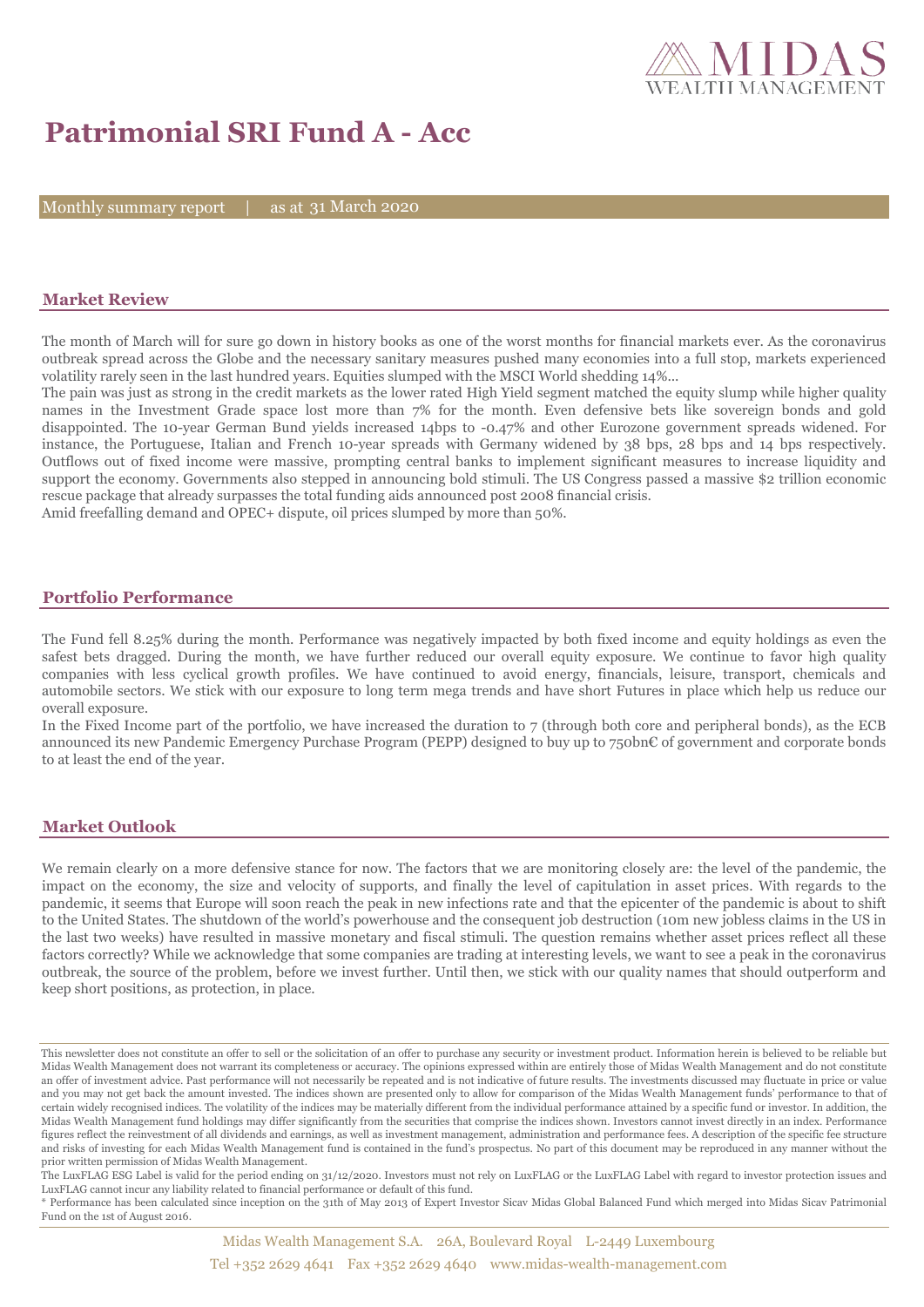# Patrimonial SRI Fund A - Acc

Monthly summary report | as at 31 March 2020

## Market Review

The month of March will for sure go down in history books as one of the worst months for financial markets ever. As the coronavirus outbreak spread across the Globe and the necessary sanitary measures pushed many economies into a full stop, markets experienced volatility rarely seen in the last hundred years. Equities slumped with the MSCI World shedding 14%...

The pain was just as strong in the credit markets as the lower rated High Yield segment matched the equity slump while higher quality names in the Investment Grade space lost more than 7% for the month. Even defensive bets like sovereign bonds and gold disappointed. The 10-year German Bund yields increased 14bps to -0.47% and other Eurozone government spreads widened. For instance, the Portuguese, Italian and French 10-year spreads with Germany widened by 38 bps, 28 bps and 14 bps respectively. Outflows out of fixed income were massive, prompting central banks to implement significant measures to increase liquidity and support the economy. Governments also stepped in announcing bold stimuli. The US Congress passed a massive $2 trillion economic rescue package that already surpasses the total funding aids announced post 2008 financial crisis.

Amid freefalling demand and OPEC+ dispute, oil prices slumped by more than 50%.

## Portfolio Performance

The Fund fell 8.25% during the month. Performance was negatively impacted by both fixed income and equity holdings as even the safest bets dragged. During the month, we have further reduced our overall equity exposure. We continue to favor high quality companies with less cyclical growth profiles. We have continued to avoid energy, financials, leisure, transport, chemicals and automobile sectors. We stick with our exposure to long term mega trends and have short Futures in place which help us reduce our overall exposure.

In the Fixed Income part of the portfolio, we have increased the duration to 7 (through both core and peripheral bonds), as the ECB announced its new Pandemic Emergency Purchase Program (PEPP) designed to buy up to 750bn€ of government and corporate bonds to at least the end of the year.

## Market Outlook

We remain clearly on a more defensive stance for now. The factors that we are monitoring closely are: the level of the pandemic, the impact on the economy, the size and velocity of supports, and finally the level of capitulation in asset prices. With regards to the pandemic, it seems that Europe will soon reach the peak in new infections rate and that the epicenter of the pandemic is about to shift to the United States. The shutdown of the world's powerhouse and the consequent job destruction (10m new jobless claims in the US in the last two weeks) have resulted in massive monetary and fiscal stimuli. The question remains whether asset prices reflect all these factors correctly? While we acknowledge that some companies are trading at interesting levels, we want to see a peak in the coronavirus outbreak, the source of the problem, before we invest further. Until then, we stick with our quality names that should outperform and keep short positions, as protection, in place.

This newsletter does not constitute an offer to sell or the solicitation of an offer to purchase any security or investment product. Information herein is believed to be reliable but Midas Wealth Management does not warrant its completeness or accuracy. The opinions expressed within are entirely those of Midas Wealth Management and do not constitute an offer of investment advice. Past performance will not necessarily be repeated and is not indicative of future results. The investments discussed may fluctuate in price or value and you may not get back the amount invested. The indices shown are presented only to allow for comparison of the Midas Wealth Management funds' performance to that of certain widely recognised indices. The volatility of the indices may be materially different from the individual performance attained by a specific fund or investor. In addition, the Midas Wealth Management fund holdings may differ significantly from the securities that comprise the indices shown. Investors cannot invest directly in an index. Performance figures reflect the reinvestment of all dividends and earnings, as well as investment management, administration and performance fees. A description of the specific fee structure and risks of investing for each Midas Wealth Management fund is contained in the fund's prospectus. No part of this document may be reproduced in any manner without the prior written permission of Midas Wealth Management.

The LuxFLAG ESG Label is valid for the period ending on 31/12/2020. Investors must not rely on LuxFLAG or the LuxFLAG Label with regard to investor protection issues and LuxFLAG cannot incur any liability related to financial performance or default of this fund.

\* Performance has been calculated since inception on the 31th of May 2013 of Expert Investor Sicav Midas Global Balanced Fund which merged into Midas Sicav Patrimonial Fund on the 1st of August 2016.

Midas Wealth Management S.A. 26A, Boulevard Royal L-2449 Luxembourg
Tel +352 2629 4641 Fax +352 2629 4640 www.midas-wealth-management.com